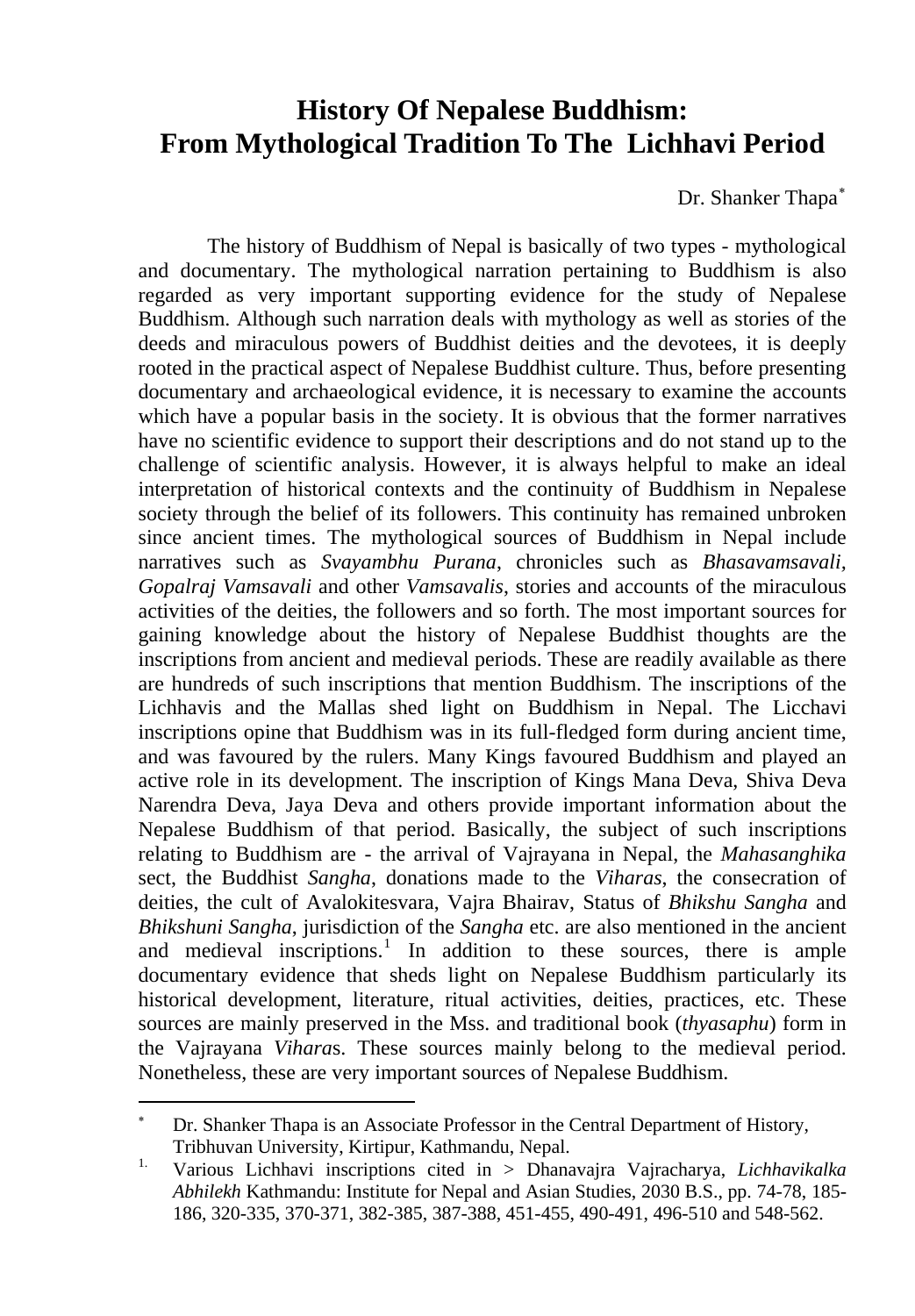# History Of Nepalese Buddhism: From Mythological Tradition To The Lichhavi Period

Dr. Shanker Thapa[*]

The history of Buddhism of Nepal is basically of two types - mythological and documentary. The mythological narration pertaining to Buddhism is also regarded as very important supporting evidence for the study of Nepalese Buddhism. Although such narration deals with mythology as well as stories of the deeds and miraculous powers of Buddhist deities and the devotees, it is deeply rooted in the practical aspect of Nepalese Buddhist culture. Thus, before presenting documentary and archaeological evidence, it is necessary to examine the accounts which have a popular basis in the society. It is obvious that the former narratives have no scientific evidence to support their descriptions and do not stand up to the challenge of scientific analysis. However, it is always helpful to make an ideal interpretation of historical contexts and the continuity of Buddhism in Nepalese society through the belief of its followers. This continuity has remained unbroken since ancient times. The mythological sources of Buddhism in Nepal include narratives such as *Svayambhu Purana*, chronicles such as *Bhasavamsavali, Gopalraj Vamsavali* and other *Vamsavalis*, stories and accounts of the miraculous activities of the deities, the followers and so forth. The most important sources for gaining knowledge about the history of Nepalese Buddhist thoughts are the inscriptions from ancient and medieval periods. These are readily available as there are hundreds of such inscriptions that mention Buddhism. The inscriptions of the Lichhavis and the Mallas shed light on Buddhism in Nepal. The Licchavi inscriptions opine that Buddhism was in its full-fledged form during ancient time, and was favoured by the rulers. Many Kings favoured Buddhism and played an active role in its development. The inscription of Kings Mana Deva, Shiva Deva Narendra Deva, Jaya Deva and others provide important information about the Nepalese Buddhism of that period. Basically, the subject of such inscriptions relating to Buddhism are - the arrival of Vajrayana in Nepal, the *Mahasanghika* sect, the Buddhist *Sangha*, donations made to the *Viharas*, the consecration of deities, the cult of Avalokitesvara, Vajra Bhairav, Status of *Bhikshu Sangha* and *Bhikshuni Sangha*, jurisdiction of the *Sangha* etc. are also mentioned in the ancient and medieval inscriptions.[1] In addition to these sources, there is ample documentary evidence that sheds light on Nepalese Buddhism particularly its historical development, literature, ritual activities, deities, practices, etc. These sources are mainly preserved in the Mss. and traditional book (*thyasaphu*) form in the Vajrayana *Vihara*s. These sources mainly belong to the medieval period. Nonetheless, these are very important sources of Nepalese Buddhism.

---

[*] Dr. Shanker Thapa is an Associate Professor in the Central Department of History, Tribhuvan University, Kirtipur, Kathmandu, Nepal.

[1] Various Lichhavi inscriptions cited in > Dhanavajra Vajracharya, *Lichhavikalka Abhilekh* Kathmandu: Institute for Nepal and Asian Studies, 2030 B.S., pp. 74-78, 185-186, 320-335, 370-371, 382-385, 387-388, 451-455, 490-491, 496-510 and 548-562.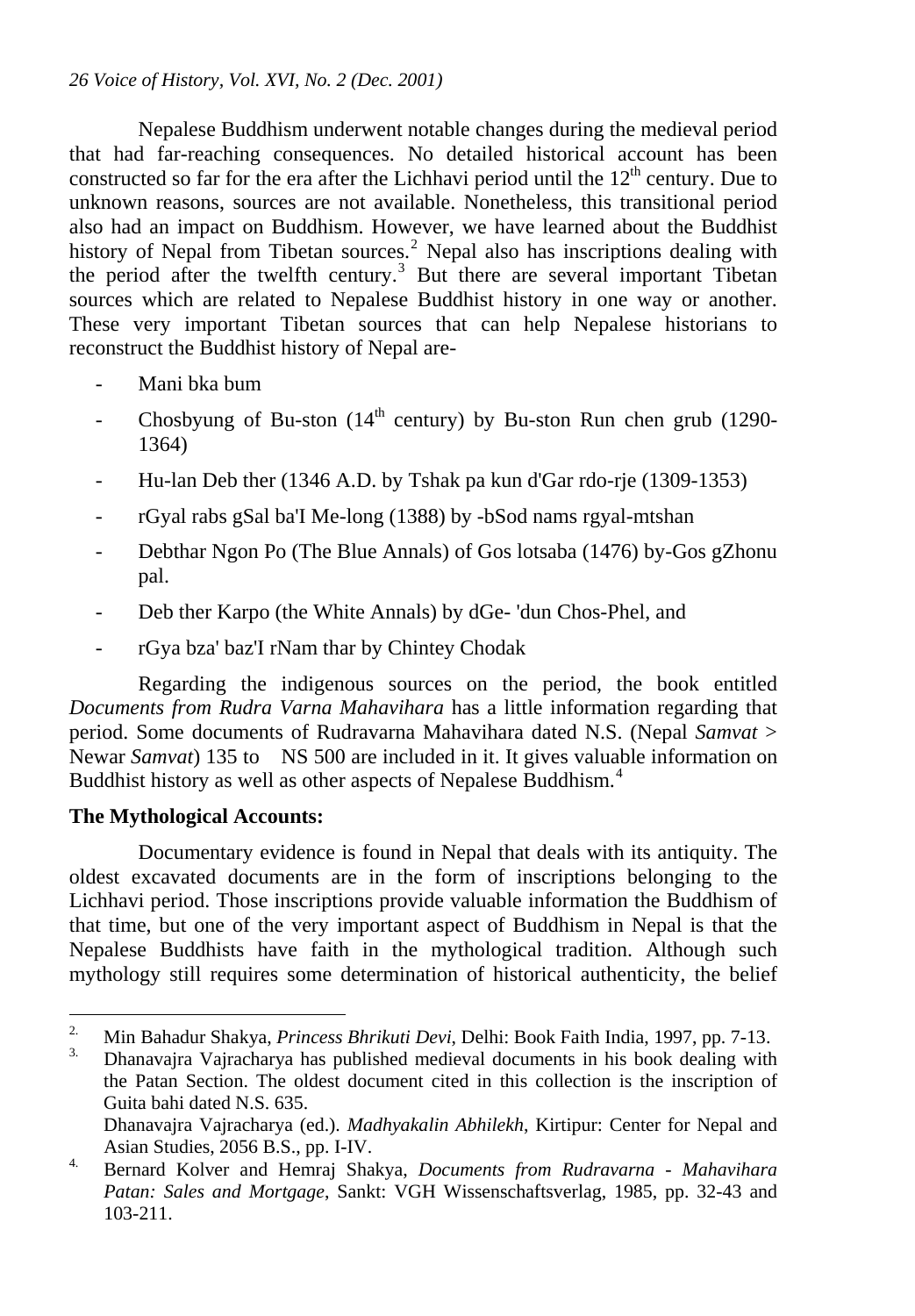Nepalese Buddhism underwent notable changes during the medieval period that had far-reaching consequences. No detailed historical account has been constructed so far for the era after the Lichhavi period until the 12th century. Due to unknown reasons, sources are not available. Nonetheless, this transitional period also had an impact on Buddhism. However, we have learned about the Buddhist history of Nepal from Tibetan sources.[2] Nepal also has inscriptions dealing with the period after the twelfth century.[3] But there are several important Tibetan sources which are related to Nepalese Buddhist history in one way or another. These very important Tibetan sources that can help Nepalese historians to reconstruct the Buddhist history of Nepal are-

- Mani bka bum
- Chosbyung of Bu-ston (14th century) by Bu-ston Run chen grub (1290-1364)
- Hu-lan Deb ther (1346 A.D. by Tshak pa kun d'Gar rdo-rje (1309-1353)
- rGyal rabs gSal ba'I Me-long (1388) by -bSod nams rgyal-mtshan
- Debthar Ngon Po (The Blue Annals) of Gos lotsaba (1476) by-Gos gZhonu pal.
- Deb ther Karpo (the White Annals) by dGe- 'dun Chos-Phel, and
- rGya bza' baz'I rNam thar by Chintey Chodak

Regarding the indigenous sources on the period, the book entitled *Documents from Rudra Varna Mahavihara* has a little information regarding that period. Some documents of Rudravarna Mahavihara dated N.S. (Nepal *Samvat* > Newar *Samvat*) 135 to NS 500 are included in it. It gives valuable information on Buddhist history as well as other aspects of Nepalese Buddhism.[4]

**The Mythological Accounts:**

Documentary evidence is found in Nepal that deals with its antiquity. The oldest excavated documents are in the form of inscriptions belonging to the Lichhavi period. Those inscriptions provide valuable information the Buddhism of that time, but one of the very important aspect of Buddhism in Nepal is that the Nepalese Buddhists have faith in the mythological tradition. Although such mythology still requires some determination of historical authenticity, the belief

---

2. Min Bahadur Shakya, *Princess Bhrikuti Devi*, Delhi: Book Faith India, 1997, pp. 7-13.
3. Dhanavajra Vajracharya has published medieval documents in his book dealing with the Patan Section. The oldest document cited in this collection is the inscription of Guita bahi dated N.S. 635.
   Dhanavajra Vajracharya (ed.). *Madhyakalin Abhilekh*, Kirtipur: Center for Nepal and Asian Studies, 2056 B.S., pp. I-IV.
4. Bernard Kolver and Hemraj Shakya, *Documents from Rudravarna - Mahavihara Patan: Sales and Mortgage*, Sankt: VGH Wissenschaftsverlag, 1985, pp. 32-43 and 103-211.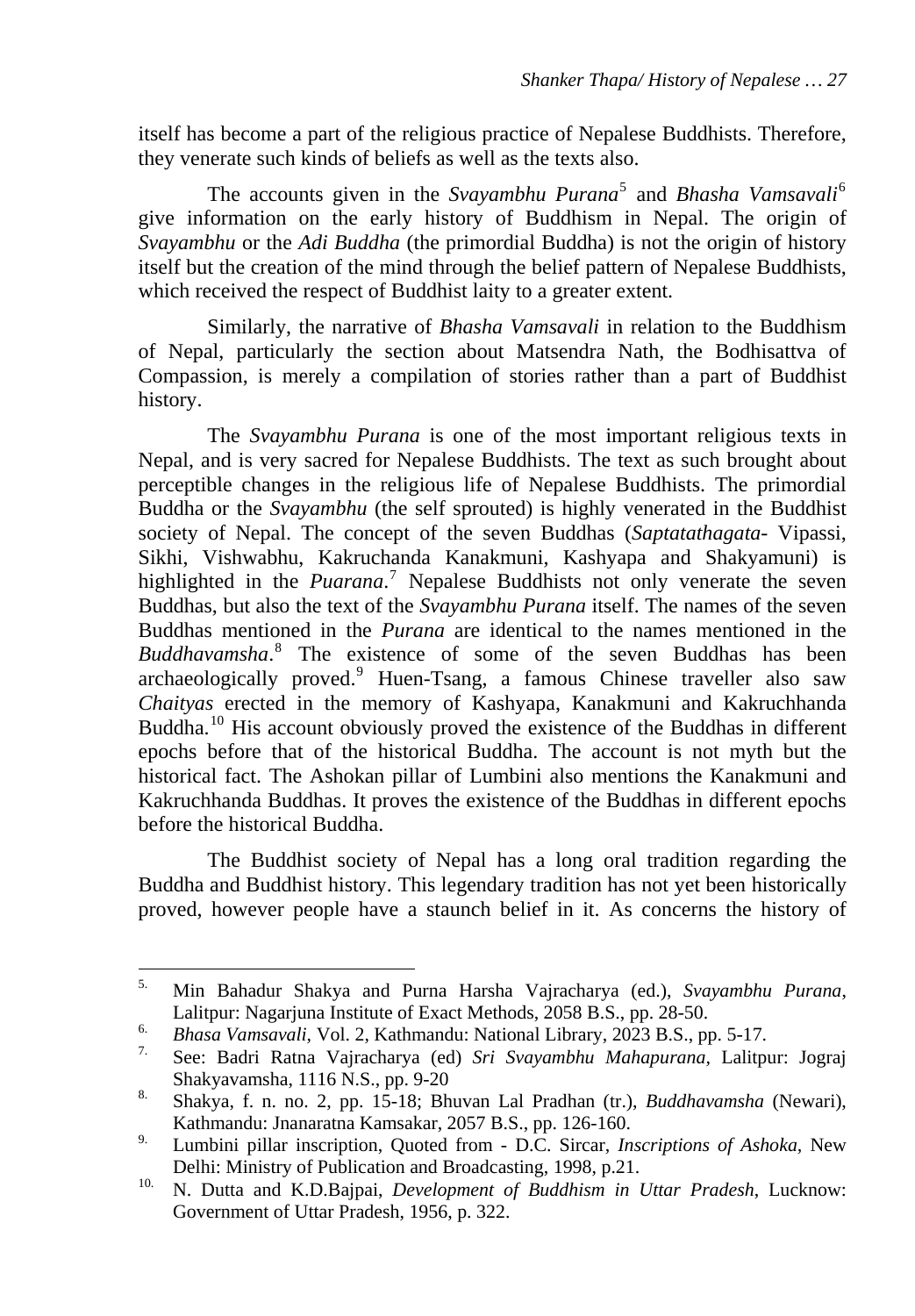itself has become a part of the religious practice of Nepalese Buddhists. Therefore, they venerate such kinds of beliefs as well as the texts also.

The accounts given in the *Svayambhu Purana*[5] and *Bhasha Vamsavali*[6] give information on the early history of Buddhism in Nepal. The origin of *Svayambhu* or the *Adi Buddha* (the primordial Buddha) is not the origin of history itself but the creation of the mind through the belief pattern of Nepalese Buddhists, which received the respect of Buddhist laity to a greater extent.

Similarly, the narrative of *Bhasha Vamsavali* in relation to the Buddhism of Nepal, particularly the section about Matsendra Nath, the Bodhisattva of Compassion, is merely a compilation of stories rather than a part of Buddhist history.

The *Svayambhu Purana* is one of the most important religious texts in Nepal, and is very sacred for Nepalese Buddhists. The text as such brought about perceptible changes in the religious life of Nepalese Buddhists. The primordial Buddha or the *Svayambhu* (the self sprouted) is highly venerated in the Buddhist society of Nepal. The concept of the seven Buddhas (*Saptatathagata*- Vipassi, Sikhi, Vishwabhu, Kakruchanda Kanakmuni, Kashyapa and Shakyamuni) is highlighted in the *Puarana*.[7] Nepalese Buddhists not only venerate the seven Buddhas, but also the text of the *Svayambhu Purana* itself. The names of the seven Buddhas mentioned in the *Purana* are identical to the names mentioned in the *Buddhavamsha*.[8] The existence of some of the seven Buddhas has been archaeologically proved.[9] Huen-Tsang, a famous Chinese traveller also saw *Chaityas* erected in the memory of Kashyapa, Kanakmuni and Kakruchhanda Buddha.[10] His account obviously proved the existence of the Buddhas in different epochs before that of the historical Buddha. The account is not myth but the historical fact. The Ashokan pillar of Lumbini also mentions the Kanakmuni and Kakruchhanda Buddhas. It proves the existence of the Buddhas in different epochs before the historical Buddha.

The Buddhist society of Nepal has a long oral tradition regarding the Buddha and Buddhist history. This legendary tradition has not yet been historically proved, however people have a staunch belief in it. As concerns the history of

---

5. Min Bahadur Shakya and Purna Harsha Vajracharya (ed.), *Svayambhu Purana*, Lalitpur: Nagarjuna Institute of Exact Methods, 2058 B.S., pp. 28-50.
6. *Bhasa Vamsavali*, Vol. 2, Kathmandu: National Library, 2023 B.S., pp. 5-17.
7. See: Badri Ratna Vajracharya (ed) *Sri Svayambhu Mahapurana*, Lalitpur: Jograj Shakyavamsha, 1116 N.S., pp. 9-20
8. Shakya, f. n. no. 2, pp. 15-18; Bhuvan Lal Pradhan (tr.), *Buddhavamsha* (Newari), Kathmandu: Jnanaratna Kamsakar, 2057 B.S., pp. 126-160.
9. Lumbini pillar inscription, Quoted from - D.C. Sircar, *Inscriptions of Ashoka*, New Delhi: Ministry of Publication and Broadcasting, 1998, p.21.
10. N. Dutta and K.D.Bajpai, *Development of Buddhism in Uttar Pradesh*, Lucknow: Government of Uttar Pradesh, 1956, p. 322.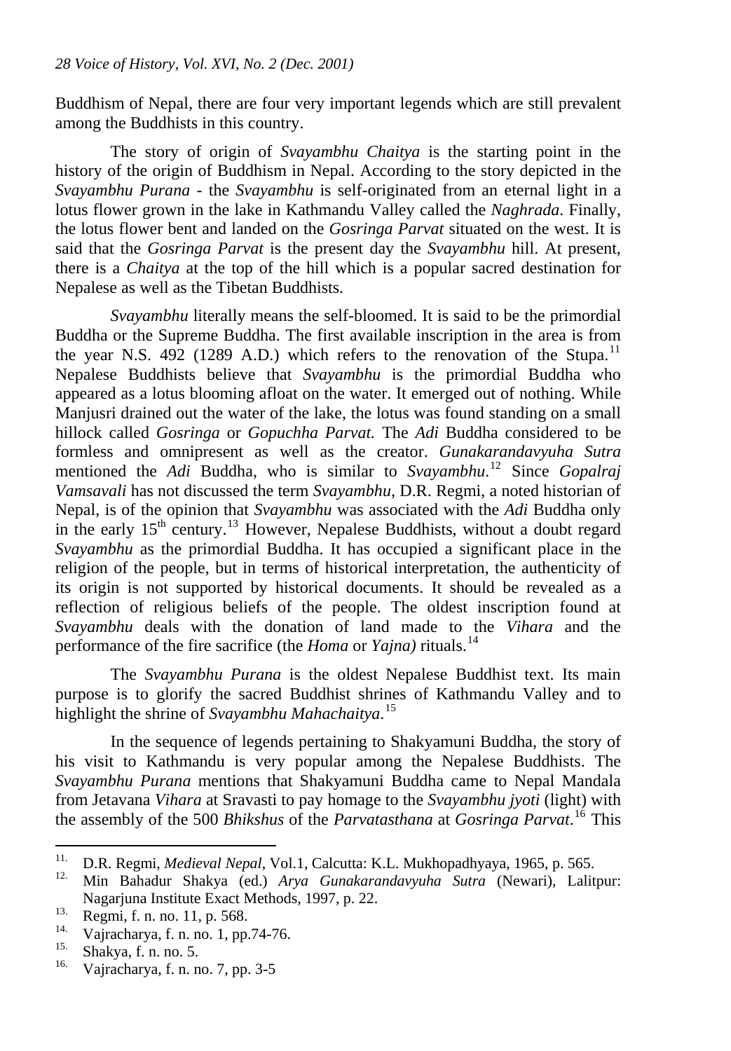Buddhism of Nepal, there are four very important legends which are still prevalent among the Buddhists in this country.

The story of origin of *Svayambhu Chaitya* is the starting point in the history of the origin of Buddhism in Nepal. According to the story depicted in the *Svayambhu Purana* - the *Svayambhu* is self-originated from an eternal light in a lotus flower grown in the lake in Kathmandu Valley called the *Naghrada*. Finally, the lotus flower bent and landed on the *Gosringa Parvat* situated on the west. It is said that the *Gosringa Parvat* is the present day the *Svayambhu* hill. At present, there is a *Chaitya* at the top of the hill which is a popular sacred destination for Nepalese as well as the Tibetan Buddhists.

*Svayambhu* literally means the self-bloomed. It is said to be the primordial Buddha or the Supreme Buddha. The first available inscription in the area is from the year N.S. 492 (1289 A.D.) which refers to the renovation of the Stupa.[11] Nepalese Buddhists believe that *Svayambhu* is the primordial Buddha who appeared as a lotus blooming afloat on the water. It emerged out of nothing. While Manjusri drained out the water of the lake, the lotus was found standing on a small hillock called *Gosringa* or *Gopuchha Parvat.* The *Adi* Buddha considered to be formless and omnipresent as well as the creator. *Gunakarandavyuha Sutra* mentioned the *Adi* Buddha, who is similar to *Svayambhu*.[12] Since *Gopalraj Vamsavali* has not discussed the term *Svayambhu*, D.R. Regmi, a noted historian of Nepal, is of the opinion that *Svayambhu* was associated with the *Adi* Buddha only in the early 15th century.[13] However, Nepalese Buddhists, without a doubt regard *Svayambhu* as the primordial Buddha. It has occupied a significant place in the religion of the people, but in terms of historical interpretation, the authenticity of its origin is not supported by historical documents. It should be revealed as a reflection of religious beliefs of the people. The oldest inscription found at *Svayambhu* deals with the donation of land made to the *Vihara* and the performance of the fire sacrifice (the *Homa* or *Yajna)* rituals.[14]

The *Svayambhu Purana* is the oldest Nepalese Buddhist text. Its main purpose is to glorify the sacred Buddhist shrines of Kathmandu Valley and to highlight the shrine of *Svayambhu Mahachaitya*.[15]

In the sequence of legends pertaining to Shakyamuni Buddha, the story of his visit to Kathmandu is very popular among the Nepalese Buddhists. The *Svayambhu Purana* mentions that Shakyamuni Buddha came to Nepal Mandala from Jetavana *Vihara* at Sravasti to pay homage to the *Svayambhu jyoti* (light) with the assembly of the 500 *Bhikshus* of the *Parvatasthana* at *Gosringa Parvat*.[16] This

---

11. D.R. Regmi, *Medieval Nepal*, Vol.1, Calcutta: K.L. Mukhopadhyaya, 1965, p. 565.
12. Min Bahadur Shakya (ed.) *Arya Gunakarandavyuha Sutra* (Newari), Lalitpur: Nagarjuna Institute Exact Methods, 1997, p. 22.
13. Regmi, f. n. no. 11, p. 568.
14. Vajracharya, f. n. no. 1, pp.74-76.
15. Shakya, f. n. no. 5.
16. Vajracharya, f. n. no. 7, pp. 3-5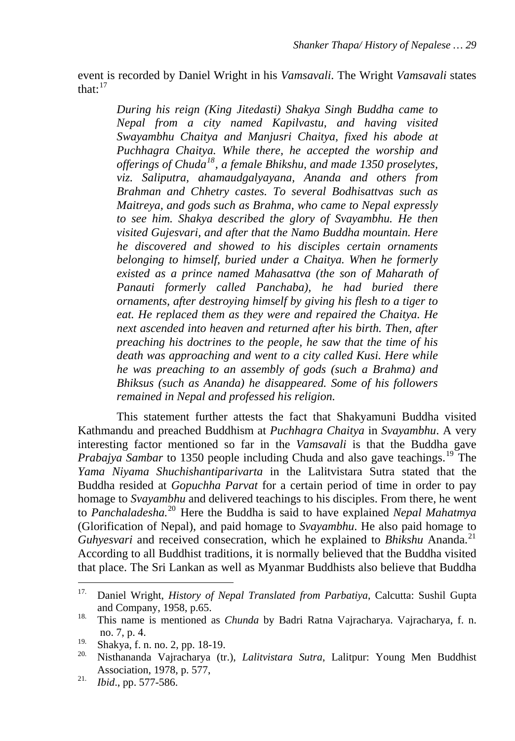event is recorded by Daniel Wright in his *Vamsavali*. The Wright *Vamsavali* states that:[17]

> *During his reign (King Jitedasti) Shakya Singh Buddha came to Nepal from a city named Kapilvastu, and having visited Swayambhu Chaitya and Manjusri Chaitya, fixed his abode at Puchhagra Chaitya. While there, he accepted the worship and offerings of Chuda[18], a female Bhikshu, and made 1350 proselytes, viz. Saliputra, ahamaudgalyayana, Ananda and others from Brahman and Chhetry castes. To several Bodhisattvas such as Maitreya, and gods such as Brahma, who came to Nepal expressly to see him. Shakya described the glory of Svayambhu. He then visited Gujesvari, and after that the Namo Buddha mountain. Here he discovered and showed to his disciples certain ornaments belonging to himself, buried under a Chaitya. When he formerly existed as a prince named Mahasattva (the son of Maharath of Panauti formerly called Panchaba), he had buried there ornaments, after destroying himself by giving his flesh to a tiger to eat. He replaced them as they were and repaired the Chaitya. He next ascended into heaven and returned after his birth. Then, after preaching his doctrines to the people, he saw that the time of his death was approaching and went to a city called Kusi. Here while he was preaching to an assembly of gods (such a Brahma) and Bhiksus (such as Ananda) he disappeared. Some of his followers remained in Nepal and professed his religion.*

This statement further attests the fact that Shakyamuni Buddha visited Kathmandu and preached Buddhism at *Puchhagra Chaitya* in *Svayambhu*. A very interesting factor mentioned so far in the *Vamsavali* is that the Buddha gave *Prabajya Sambar* to 1350 people including Chuda and also gave teachings.[19] The *Yama Niyama Shuchishantiparivarta* in the Lalitvistara Sutra stated that the Buddha resided at *Gopuchha Parvat* for a certain period of time in order to pay homage to *Svayambhu* and delivered teachings to his disciples. From there, he went to *Panchaladesha.*[20] Here the Buddha is said to have explained *Nepal Mahatmya* (Glorification of Nepal), and paid homage to *Svayambhu*. He also paid homage to *Guhyesvari* and received consecration, which he explained to *Bhikshu* Ananda.[21] According to all Buddhist traditions, it is normally believed that the Buddha visited that place. The Sri Lankan as well as Myanmar Buddhists also believe that Buddha

---

17. Daniel Wright, *History of Nepal Translated from Parbatiya*, Calcutta: Sushil Gupta and Company, 1958, p.65.
18. This name is mentioned as *Chunda* by Badri Ratna Vajracharya. Vajracharya, f. n. no. 7, p. 4.
19. Shakya, f. n. no. 2, pp. 18-19.
20. Nisthananda Vajracharya (tr.), *Lalitvistara Sutra*, Lalitpur: Young Men Buddhist Association, 1978, p. 577,
21. *Ibid*., pp. 577-586.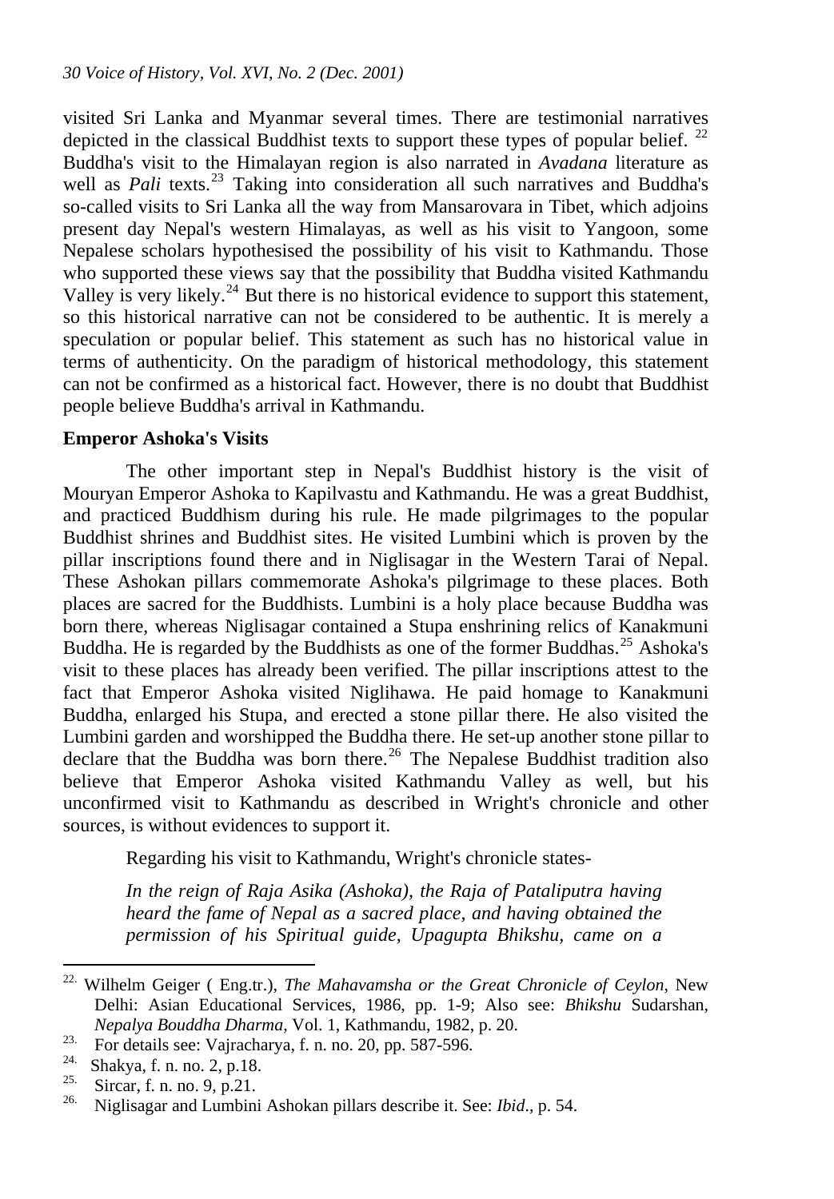visited Sri Lanka and Myanmar several times. There are testimonial narratives depicted in the classical Buddhist texts to support these types of popular belief. [22] Buddha's visit to the Himalayan region is also narrated in *Avadana* literature as well as *Pali* texts.[23] Taking into consideration all such narratives and Buddha's so-called visits to Sri Lanka all the way from Mansarovara in Tibet, which adjoins present day Nepal's western Himalayas, as well as his visit to Yangoon, some Nepalese scholars hypothesised the possibility of his visit to Kathmandu. Those who supported these views say that the possibility that Buddha visited Kathmandu Valley is very likely.[24] But there is no historical evidence to support this statement, so this historical narrative can not be considered to be authentic. It is merely a speculation or popular belief. This statement as such has no historical value in terms of authenticity. On the paradigm of historical methodology, this statement can not be confirmed as a historical fact. However, there is no doubt that Buddhist people believe Buddha's arrival in Kathmandu.

**Emperor Ashoka's Visits**

The other important step in Nepal's Buddhist history is the visit of Mouryan Emperor Ashoka to Kapilvastu and Kathmandu. He was a great Buddhist, and practiced Buddhism during his rule. He made pilgrimages to the popular Buddhist shrines and Buddhist sites. He visited Lumbini which is proven by the pillar inscriptions found there and in Niglisagar in the Western Tarai of Nepal. These Ashokan pillars commemorate Ashoka's pilgrimage to these places. Both places are sacred for the Buddhists. Lumbini is a holy place because Buddha was born there, whereas Niglisagar contained a Stupa enshrining relics of Kanakmuni Buddha. He is regarded by the Buddhists as one of the former Buddhas.[25] Ashoka's visit to these places has already been verified. The pillar inscriptions attest to the fact that Emperor Ashoka visited Niglihawa. He paid homage to Kanakmuni Buddha, enlarged his Stupa, and erected a stone pillar there. He also visited the Lumbini garden and worshipped the Buddha there. He set-up another stone pillar to declare that the Buddha was born there.[26] The Nepalese Buddhist tradition also believe that Emperor Ashoka visited Kathmandu Valley as well, but his unconfirmed visit to Kathmandu as described in Wright's chronicle and other sources, is without evidences to support it.

Regarding his visit to Kathmandu, Wright's chronicle states-

*In the reign of Raja Asika (Ashoka), the Raja of Pataliputra having heard the fame of Nepal as a sacred place, and having obtained the permission of his Spiritual guide, Upagupta Bhikshu, came on a*

---

[22] Wilhelm Geiger ( Eng.tr.), *The Mahavamsha or the Great Chronicle of Ceylon*, New Delhi: Asian Educational Services, 1986, pp. 1-9; Also see: *Bhikshu* Sudarshan, *Nepalya Bouddha Dharma*, Vol. 1, Kathmandu, 1982, p. 20.

[23] For details see: Vajracharya, f. n. no. 20, pp. 587-596.

[24] Shakya, f. n. no. 2, p.18.

[25] Sircar, f. n. no. 9, p.21.

[26] Niglisagar and Lumbini Ashokan pillars describe it. See: *Ibid*., p. 54.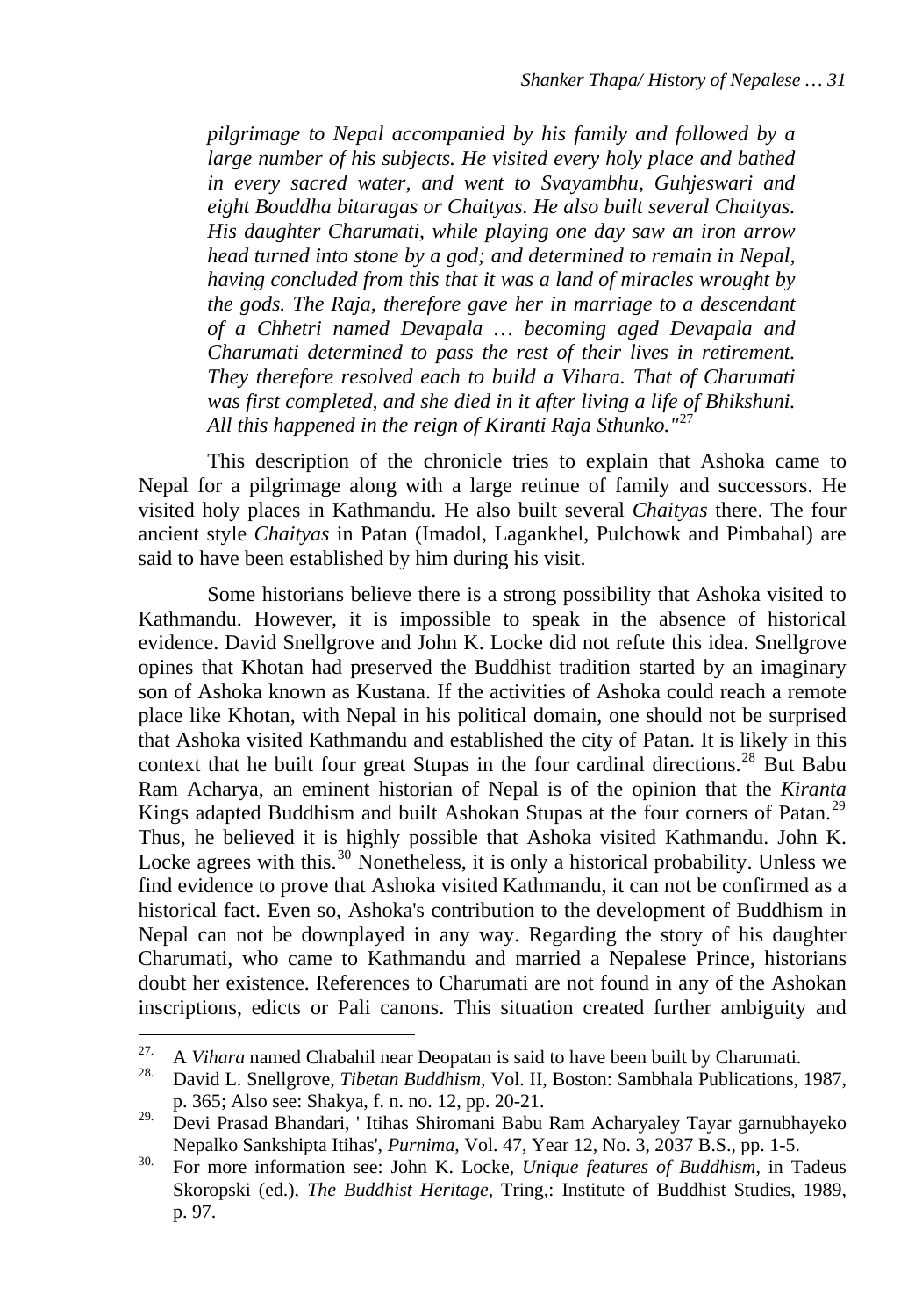*pilgrimage to Nepal accompanied by his family and followed by a large number of his subjects. He visited every holy place and bathed in every sacred water, and went to Svayambhu, Guhjeswari and eight Bouddha bitaragas or Chaityas. He also built several Chaityas. His daughter Charumati, while playing one day saw an iron arrow head turned into stone by a god; and determined to remain in Nepal, having concluded from this that it was a land of miracles wrought by the gods. The Raja, therefore gave her in marriage to a descendant of a Chhetri named Devapala … becoming aged Devapala and Charumati determined to pass the rest of their lives in retirement. They therefore resolved each to build a Vihara. That of Charumati was first completed, and she died in it after living a life of Bhikshuni. All this happened in the reign of Kiranti Raja Sthunko."*[27]

This description of the chronicle tries to explain that Ashoka came to Nepal for a pilgrimage along with a large retinue of family and successors. He visited holy places in Kathmandu. He also built several *Chaityas* there. The four ancient style *Chaityas* in Patan (Imadol, Lagankhel, Pulchowk and Pimbahal) are said to have been established by him during his visit.

Some historians believe there is a strong possibility that Ashoka visited to Kathmandu. However, it is impossible to speak in the absence of historical evidence. David Snellgrove and John K. Locke did not refute this idea. Snellgrove opines that Khotan had preserved the Buddhist tradition started by an imaginary son of Ashoka known as Kustana. If the activities of Ashoka could reach a remote place like Khotan, with Nepal in his political domain, one should not be surprised that Ashoka visited Kathmandu and established the city of Patan. It is likely in this context that he built four great Stupas in the four cardinal directions.[28] But Babu Ram Acharya, an eminent historian of Nepal is of the opinion that the *Kiranta* Kings adapted Buddhism and built Ashokan Stupas at the four corners of Patan.[29] Thus, he believed it is highly possible that Ashoka visited Kathmandu. John K. Locke agrees with this.[30] Nonetheless, it is only a historical probability. Unless we find evidence to prove that Ashoka visited Kathmandu, it can not be confirmed as a historical fact. Even so, Ashoka's contribution to the development of Buddhism in Nepal can not be downplayed in any way. Regarding the story of his daughter Charumati, who came to Kathmandu and married a Nepalese Prince, historians doubt her existence. References to Charumati are not found in any of the Ashokan inscriptions, edicts or Pali canons. This situation created further ambiguity and

---

27. A *Vihara* named Chabahil near Deopatan is said to have been built by Charumati.
28. David L. Snellgrove, *Tibetan Buddhism*, Vol. II, Boston: Sambhala Publications, 1987, p. 365; Also see: Shakya, f. n. no. 12, pp. 20-21.
29. Devi Prasad Bhandari, ' Itihas Shiromani Babu Ram Acharyaley Tayar garnubhayeko Nepalko Sankshipta Itihas', *Purnima*, Vol. 47, Year 12, No. 3, 2037 B.S., pp. 1-5.
30. For more information see: John K. Locke, *Unique features of Buddhism*, in Tadeus Skoropski (ed.), *The Buddhist Heritage*, Tring,: Institute of Buddhist Studies, 1989, p. 97.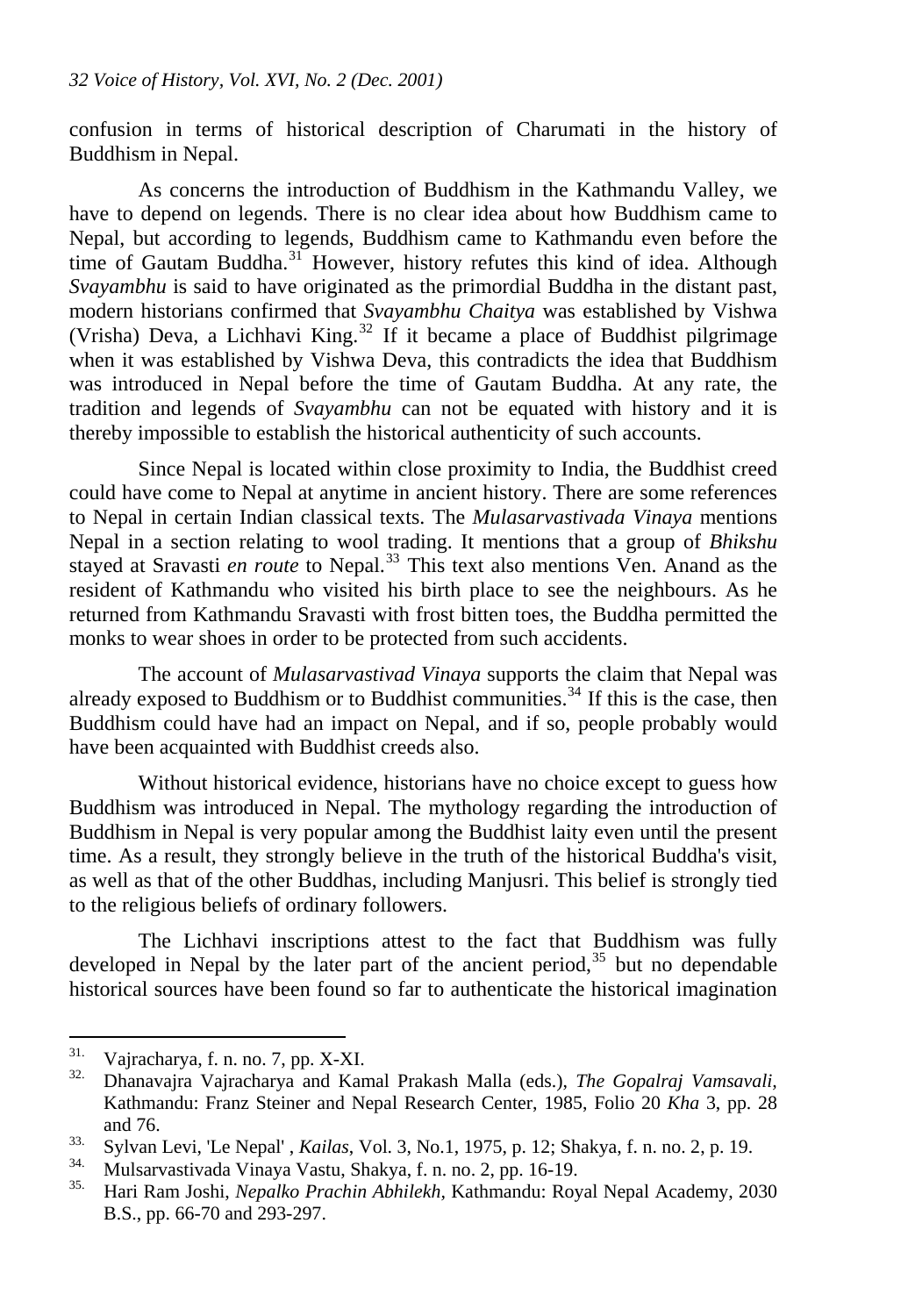confusion in terms of historical description of Charumati in the history of Buddhism in Nepal.

As concerns the introduction of Buddhism in the Kathmandu Valley, we have to depend on legends. There is no clear idea about how Buddhism came to Nepal, but according to legends, Buddhism came to Kathmandu even before the time of Gautam Buddha.[31] However, history refutes this kind of idea. Although *Svayambhu* is said to have originated as the primordial Buddha in the distant past, modern historians confirmed that *Svayambhu Chaitya* was established by Vishwa (Vrisha) Deva, a Lichhavi King.[32] If it became a place of Buddhist pilgrimage when it was established by Vishwa Deva, this contradicts the idea that Buddhism was introduced in Nepal before the time of Gautam Buddha. At any rate, the tradition and legends of *Svayambhu* can not be equated with history and it is thereby impossible to establish the historical authenticity of such accounts.

Since Nepal is located within close proximity to India, the Buddhist creed could have come to Nepal at anytime in ancient history. There are some references to Nepal in certain Indian classical texts. The *Mulasarvastivada Vinaya* mentions Nepal in a section relating to wool trading. It mentions that a group of *Bhikshu* stayed at Sravasti *en route* to Nepal.[33] This text also mentions Ven. Anand as the resident of Kathmandu who visited his birth place to see the neighbours. As he returned from Kathmandu Sravasti with frost bitten toes, the Buddha permitted the monks to wear shoes in order to be protected from such accidents.

The account of *Mulasarvastivad Vinaya* supports the claim that Nepal was already exposed to Buddhism or to Buddhist communities.[34] If this is the case, then Buddhism could have had an impact on Nepal, and if so, people probably would have been acquainted with Buddhist creeds also.

Without historical evidence, historians have no choice except to guess how Buddhism was introduced in Nepal. The mythology regarding the introduction of Buddhism in Nepal is very popular among the Buddhist laity even until the present time. As a result, they strongly believe in the truth of the historical Buddha's visit, as well as that of the other Buddhas, including Manjusri. This belief is strongly tied to the religious beliefs of ordinary followers.

The Lichhavi inscriptions attest to the fact that Buddhism was fully developed in Nepal by the later part of the ancient period,[35] but no dependable historical sources have been found so far to authenticate the historical imagination

---

31. Vajracharya, f. n. no. 7, pp. X-XI.
32. Dhanavajra Vajracharya and Kamal Prakash Malla (eds.), *The Gopalraj Vamsavali*, Kathmandu: Franz Steiner and Nepal Research Center, 1985, Folio 20 *Kha* 3, pp. 28 and 76.
33. Sylvan Levi, 'Le Nepal' , *Kailas*, Vol. 3, No.1, 1975, p. 12; Shakya, f. n. no. 2, p. 19.
34. Mulsarvastivada Vinaya Vastu, Shakya, f. n. no. 2, pp. 16-19.
35. Hari Ram Joshi, *Nepalko Prachin Abhilekh*, Kathmandu: Royal Nepal Academy, 2030 B.S., pp. 66-70 and 293-297.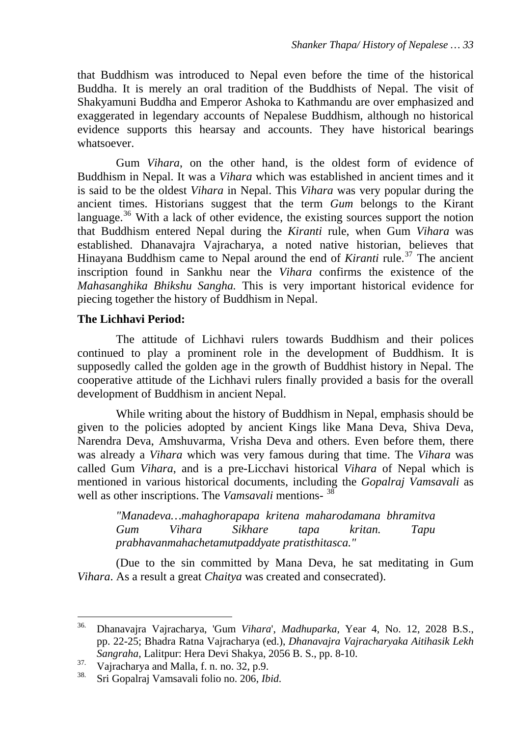that Buddhism was introduced to Nepal even before the time of the historical Buddha. It is merely an oral tradition of the Buddhists of Nepal. The visit of Shakyamuni Buddha and Emperor Ashoka to Kathmandu are over emphasized and exaggerated in legendary accounts of Nepalese Buddhism, although no historical evidence supports this hearsay and accounts. They have historical bearings whatsoever.

Gum *Vihara*, on the other hand, is the oldest form of evidence of Buddhism in Nepal. It was a *Vihara* which was established in ancient times and it is said to be the oldest *Vihara* in Nepal. This *Vihara* was very popular during the ancient times. Historians suggest that the term *Gum* belongs to the Kirant language.[36] With a lack of other evidence, the existing sources support the notion that Buddhism entered Nepal during the *Kiranti* rule, when Gum *Vihara* was established. Dhanavajra Vajracharya, a noted native historian, believes that Hinayana Buddhism came to Nepal around the end of *Kiranti* rule.[37] The ancient inscription found in Sankhu near the *Vihara* confirms the existence of the *Mahasanghika Bhikshu Sangha.* This is very important historical evidence for piecing together the history of Buddhism in Nepal.

**The Lichhavi Period:**

The attitude of Lichhavi rulers towards Buddhism and their polices continued to play a prominent role in the development of Buddhism. It is supposedly called the golden age in the growth of Buddhist history in Nepal. The cooperative attitude of the Lichhavi rulers finally provided a basis for the overall development of Buddhism in ancient Nepal.

While writing about the history of Buddhism in Nepal, emphasis should be given to the policies adopted by ancient Kings like Mana Deva, Shiva Deva, Narendra Deva, Amshuvarma, Vrisha Deva and others. Even before them, there was already a *Vihara* which was very famous during that time. The *Vihara* was called Gum *Vihara*, and is a pre-Licchavi historical *Vihara* of Nepal which is mentioned in various historical documents, including the *Gopalraj Vamsavali* as well as other inscriptions. The *Vamsavali* mentions- [38]

> *"Manadeva…mahaghorapapa kritena maharodamana bhramitva Gum Vihara Sikhare tapa kritan. Tapu prabhavanmahachetamutpaddyate pratisthitasca."*

(Due to the sin committed by Mana Deva, he sat meditating in Gum *Vihara*. As a result a great *Chaitya* was created and consecrated).

---

36. Dhanavajra Vajracharya, 'Gum *Vihara*', *Madhuparka*, Year 4, No. 12, 2028 B.S., pp. 22-25; Bhadra Ratna Vajracharya (ed.), *Dhanavajra Vajracharyaka Aitihasik Lekh Sangraha*, Lalitpur: Hera Devi Shakya, 2056 B. S., pp. 8-10.
37. Vajracharya and Malla, f. n. no. 32, p.9.
38. Sri Gopalraj Vamsavali folio no. 206, *Ibid.*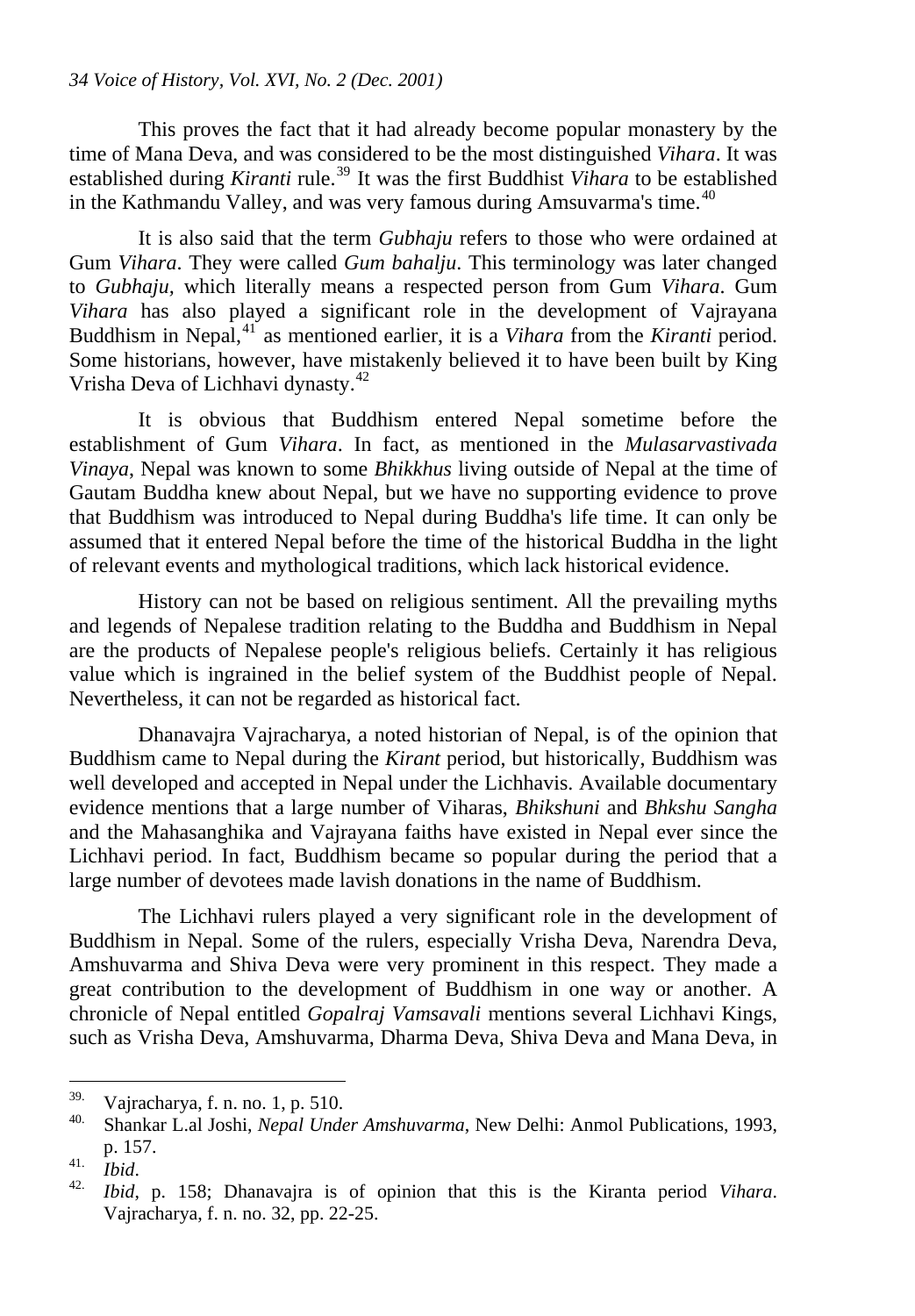This proves the fact that it had already become popular monastery by the time of Mana Deva, and was considered to be the most distinguished *Vihara*. It was established during *Kiranti* rule.[39] It was the first Buddhist *Vihara* to be established in the Kathmandu Valley, and was very famous during Amsuvarma's time.[40]

It is also said that the term *Gubhaju* refers to those who were ordained at Gum *Vihara*. They were called *Gum bahalju*. This terminology was later changed to *Gubhaju*, which literally means a respected person from Gum *Vihara*. Gum *Vihara* has also played a significant role in the development of Vajrayana Buddhism in Nepal,[41] as mentioned earlier, it is a *Vihara* from the *Kiranti* period. Some historians, however, have mistakenly believed it to have been built by King Vrisha Deva of Lichhavi dynasty.[42]

It is obvious that Buddhism entered Nepal sometime before the establishment of Gum *Vihara*. In fact, as mentioned in the *Mulasarvastivada Vinaya*, Nepal was known to some *Bhikkhus* living outside of Nepal at the time of Gautam Buddha knew about Nepal, but we have no supporting evidence to prove that Buddhism was introduced to Nepal during Buddha's life time. It can only be assumed that it entered Nepal before the time of the historical Buddha in the light of relevant events and mythological traditions, which lack historical evidence.

History can not be based on religious sentiment. All the prevailing myths and legends of Nepalese tradition relating to the Buddha and Buddhism in Nepal are the products of Nepalese people's religious beliefs. Certainly it has religious value which is ingrained in the belief system of the Buddhist people of Nepal. Nevertheless, it can not be regarded as historical fact.

Dhanavajra Vajracharya, a noted historian of Nepal, is of the opinion that Buddhism came to Nepal during the *Kirant* period, but historically, Buddhism was well developed and accepted in Nepal under the Lichhavis. Available documentary evidence mentions that a large number of Viharas, *Bhikshuni* and *Bhkshu Sangha* and the Mahasanghika and Vajrayana faiths have existed in Nepal ever since the Lichhavi period. In fact, Buddhism became so popular during the period that a large number of devotees made lavish donations in the name of Buddhism.

The Lichhavi rulers played a very significant role in the development of Buddhism in Nepal. Some of the rulers, especially Vrisha Deva, Narendra Deva, Amshuvarma and Shiva Deva were very prominent in this respect. They made a great contribution to the development of Buddhism in one way or another. A chronicle of Nepal entitled *Gopalraj Vamsavali* mentions several Lichhavi Kings, such as Vrisha Deva, Amshuvarma, Dharma Deva, Shiva Deva and Mana Deva, in

---

[39] Vajracharya, f. n. no. 1, p. 510.

[40] Shankar L.al Joshi, *Nepal Under Amshuvarma*, New Delhi: Anmol Publications, 1993, p. 157.

[41] *Ibid*.

[42] *Ibid*, p. 158; Dhanavajra is of opinion that this is the Kiranta period *Vihara*. Vajracharya, f. n. no. 32, pp. 22-25.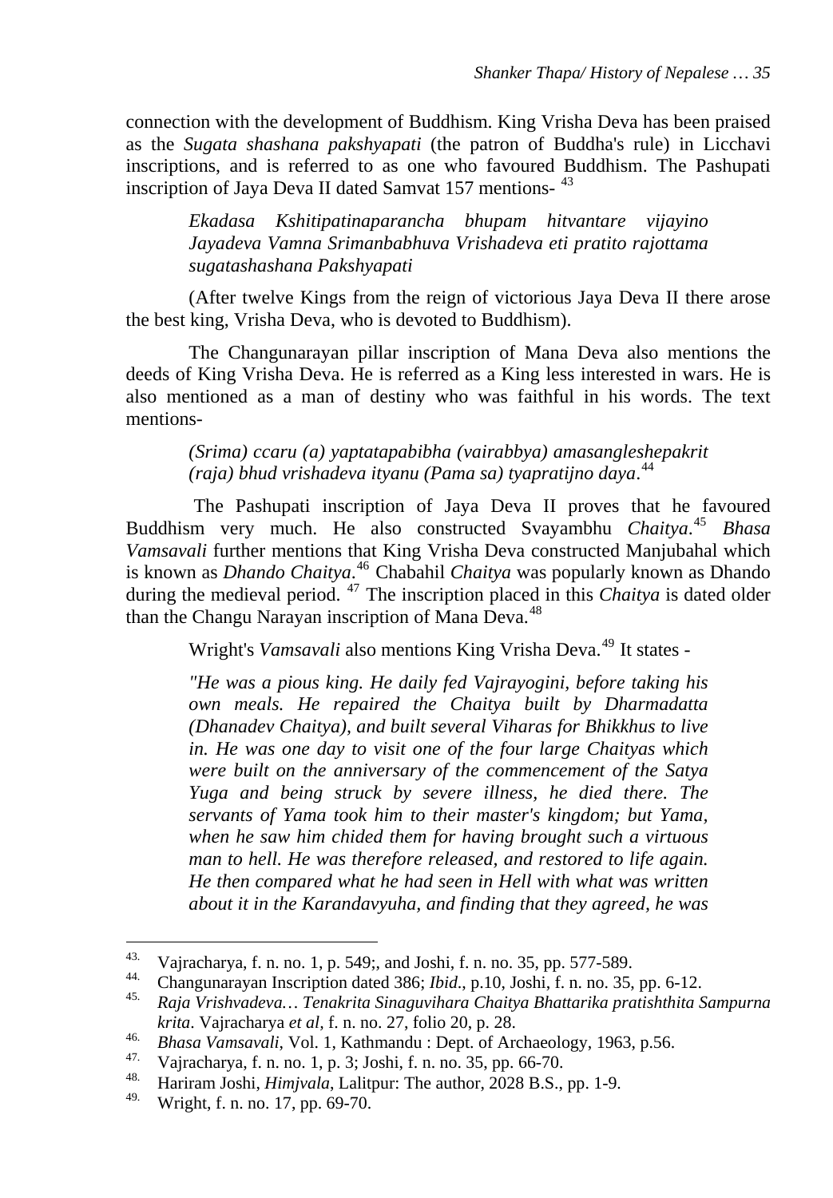connection with the development of Buddhism. King Vrisha Deva has been praised as the *Sugata shashana pakshyapati* (the patron of Buddha's rule) in Licchavi inscriptions, and is referred to as one who favoured Buddhism. The Pashupati inscription of Jaya Deva II dated Samvat 157 mentions- [43]

> *Ekadasa Kshitipatinaparancha bhupam hitvantare vijayino Jayadeva Vamna Srimanbabhuva Vrishadeva eti pratito rajottama sugatashashana Pakshyapati*

(After twelve Kings from the reign of victorious Jaya Deva II there arose the best king, Vrisha Deva, who is devoted to Buddhism).

The Changunarayan pillar inscription of Mana Deva also mentions the deeds of King Vrisha Deva. He is referred as a King less interested in wars. He is also mentioned as a man of destiny who was faithful in his words. The text mentions-

> *(Srima) ccaru (a) yaptatapabibha (vairabbya) amasangleshepakrit (raja) bhud vrishadeva ityanu (Pama sa) tyapratijno daya*.[44]

The Pashupati inscription of Jaya Deva II proves that he favoured Buddhism very much. He also constructed Svayambhu *Chaitya*.[45] *Bhasa Vamsavali* further mentions that King Vrisha Deva constructed Manjubahal which is known as *Dhando Chaitya*.[46] Chabahil *Chaitya* was popularly known as Dhando during the medieval period. [47] The inscription placed in this *Chaitya* is dated older than the Changu Narayan inscription of Mana Deva.[48]

Wright's *Vamsavali* also mentions King Vrisha Deva.[49] It states -

> *"He was a pious king. He daily fed Vajrayogini, before taking his own meals. He repaired the Chaitya built by Dharmadatta (Dhanadev Chaitya), and built several Viharas for Bhikkhus to live in. He was one day to visit one of the four large Chaityas which were built on the anniversary of the commencement of the Satya Yuga and being struck by severe illness, he died there. The servants of Yama took him to their master's kingdom; but Yama, when he saw him chided them for having brought such a virtuous man to hell. He was therefore released, and restored to life again. He then compared what he had seen in Hell with what was written about it in the Karandavyuha, and finding that they agreed, he was*

---

43. Vajracharya, f. n. no. 1, p. 549;, and Joshi, f. n. no. 35, pp. 577-589.
44. Changunarayan Inscription dated 386; *Ibid*., p.10, Joshi, f. n. no. 35, pp. 6-12.
45. *Raja Vrishvadeva… Tenakrita Sinaguvihara Chaitya Bhattarika pratishthita Sampurna krita*. Vajracharya *et al*, f. n. no. 27, folio 20, p. 28.
46. *Bhasa Vamsavali*, Vol. 1, Kathmandu : Dept. of Archaeology, 1963, p.56.
47. Vajracharya, f. n. no. 1, p. 3; Joshi, f. n. no. 35, pp. 66-70.
48. Hariram Joshi, *Himjvala*, Lalitpur: The author, 2028 B.S., pp. 1-9.
49. Wright, f. n. no. 17, pp. 69-70.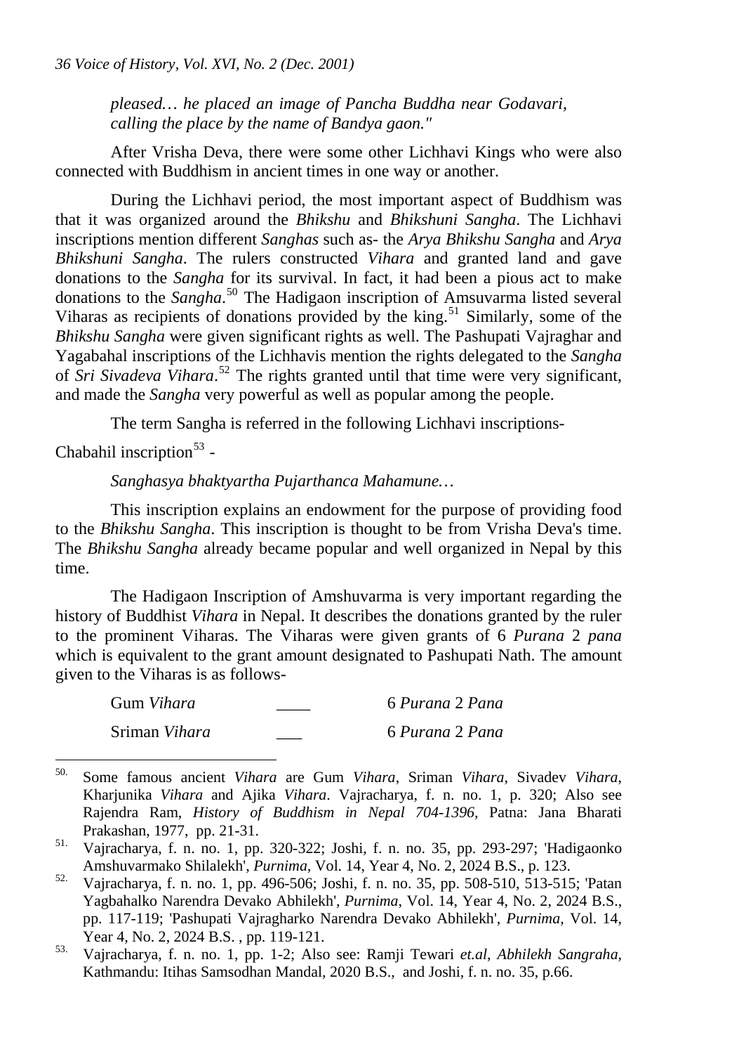*pleased… he placed an image of Pancha Buddha near Godavari, calling the place by the name of Bandya gaon."*

After Vrisha Deva, there were some other Lichhavi Kings who were also connected with Buddhism in ancient times in one way or another.

During the Lichhavi period, the most important aspect of Buddhism was that it was organized around the *Bhikshu* and *Bhikshuni Sangha*. The Lichhavi inscriptions mention different *Sanghas* such as- the *Arya Bhikshu Sangha* and *Arya Bhikshuni Sangha*. The rulers constructed *Vihara* and granted land and gave donations to the *Sangha* for its survival. In fact, it had been a pious act to make donations to the *Sangha*.[50] The Hadigaon inscription of Amsuvarma listed several Viharas as recipients of donations provided by the king.[51] Similarly, some of the *Bhikshu Sangha* were given significant rights as well. The Pashupati Vajraghar and Yagabahal inscriptions of the Lichhavis mention the rights delegated to the *Sangha* of *Sri Sivadeva Vihara*.[52] The rights granted until that time were very significant, and made the *Sangha* very powerful as well as popular among the people.

The term Sangha is referred in the following Lichhavi inscriptions-

Chabahil inscription[53] -

*Sanghasya bhaktyartha Pujarthanca Mahamune…*

This inscription explains an endowment for the purpose of providing food to the *Bhikshu Sangha*. This inscription is thought to be from Vrisha Deva's time. The *Bhikshu Sangha* already became popular and well organized in Nepal by this time.

The Hadigaon Inscription of Amshuvarma is very important regarding the history of Buddhist *Vihara* in Nepal. It describes the donations granted by the ruler to the prominent Viharas. The Viharas were given grants of 6 *Purana* 2 *pana* which is equivalent to the grant amount designated to Pashupati Nath. The amount given to the Viharas is as follows-

| | | |
|---|---|---|
| Gum *Vihara* | ____ | 6 *Purana* 2 *Pana* |
| Sriman *Vihara* | ___ | 6 *Purana* 2 *Pana* |

---

50. Some famous ancient *Vihara* are Gum *Vihara*, Sriman *Vihara*, Sivadev *Vihara*, Kharjunika *Vihara* and Ajika *Vihara*. Vajracharya, f. n. no. 1, p. 320; Also see Rajendra Ram, *History of Buddhism in Nepal 704-1396*, Patna: Jana Bharati Prakashan, 1977, pp. 21-31.

51. Vajracharya, f. n. no. 1, pp. 320-322; Joshi, f. n. no. 35, pp. 293-297; 'Hadigaonko Amshuvarmako Shilalekh', *Purnima*, Vol. 14, Year 4, No. 2, 2024 B.S., p. 123.

52. Vajracharya, f. n. no. 1, pp. 496-506; Joshi, f. n. no. 35, pp. 508-510, 513-515; 'Patan Yagbahalko Narendra Devako Abhilekh', *Purnima*, Vol. 14, Year 4, No. 2, 2024 B.S., pp. 117-119; 'Pashupati Vajragharko Narendra Devako Abhilekh', *Purnima*, Vol. 14, Year 4, No. 2, 2024 B.S. , pp. 119-121.

53. Vajracharya, f. n. no. 1, pp. 1-2; Also see: Ramji Tewari *et.al*, *Abhilekh Sangraha*, Kathmandu: Itihas Samsodhan Mandal, 2020 B.S., and Joshi, f. n. no. 35, p.66.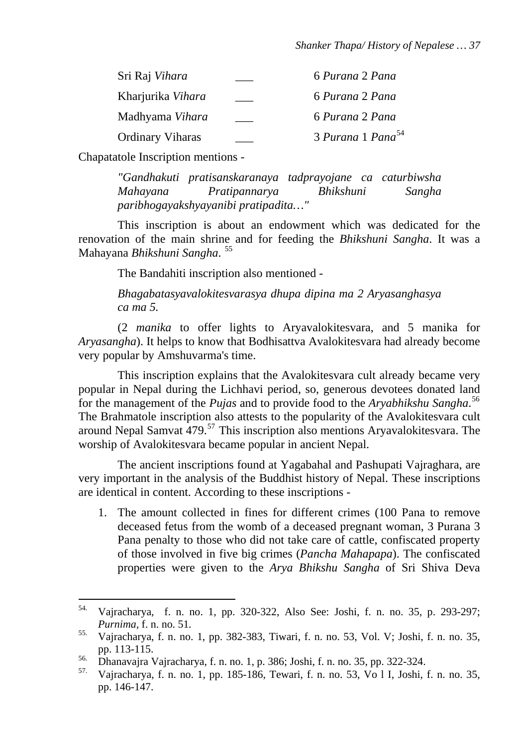| | | |
|---|---|---|
| Sri Raj *Vihara* | ___ | 6 *Purana* 2 *Pana* |
| Kharjurika *Vihara* | ___ | 6 *Purana* 2 *Pana* |
| Madhyama *Vihara* | ___ | 6 *Purana* 2 *Pana* |
| Ordinary Viharas | ___ | 3 *Purana* 1 *Pana*[54] |

Chapatatole Inscription mentions -

> *"Gandhakuti pratisanskaranaya tadprayojane ca caturbiwsha Mahayana Pratipannarya Bhikshuni Sangha paribhogayakshyayanibi pratipadita…"*

This inscription is about an endowment which was dedicated for the renovation of the main shrine and for feeding the *Bhikshuni Sangha*. It was a Mahayana *Bhikshuni Sangha*. [55]

The Bandahiti inscription also mentioned -

> *Bhagabatasyavalokitesvarasya dhupa dipina ma 2 Aryasanghasya ca ma 5.*

(2 *manika* to offer lights to Aryavalokitesvara, and 5 manika for *Aryasangha*). It helps to know that Bodhisattva Avalokitesvara had already become very popular by Amshuvarma's time.

This inscription explains that the Avalokitesvara cult already became very popular in Nepal during the Lichhavi period, so, generous devotees donated land for the management of the *Pujas* and to provide food to the *Aryabhikshu Sangha*.[56] The Brahmatole inscription also attests to the popularity of the Avalokitesvara cult around Nepal Samvat 479.[57] This inscription also mentions Aryavalokitesvara. The worship of Avalokitesvara became popular in ancient Nepal.

The ancient inscriptions found at Yagabahal and Pashupati Vajraghara, are very important in the analysis of the Buddhist history of Nepal. These inscriptions are identical in content. According to these inscriptions -

1. The amount collected in fines for different crimes (100 Pana to remove deceased fetus from the womb of a deceased pregnant woman, 3 Purana 3 Pana penalty to those who did not take care of cattle, confiscated property of those involved in five big crimes (*Pancha Mahapapa*). The confiscated properties were given to the *Arya Bhikshu Sangha* of Sri Shiva Deva

---

54. Vajracharya, f. n. no. 1, pp. 320-322, Also See: Joshi, f. n. no. 35, p. 293-297; *Purnima*, f. n. no. 51.
55. Vajracharya, f. n. no. 1, pp. 382-383, Tiwari, f. n. no. 53, Vol. V; Joshi, f. n. no. 35, pp. 113-115.
56. Dhanavajra Vajracharya, f. n. no. 1, p. 386; Joshi, f. n. no. 35, pp. 322-324.
57. Vajracharya, f. n. no. 1, pp. 185-186, Tewari, f. n. no. 53, Vo l I, Joshi, f. n. no. 35, pp. 146-147.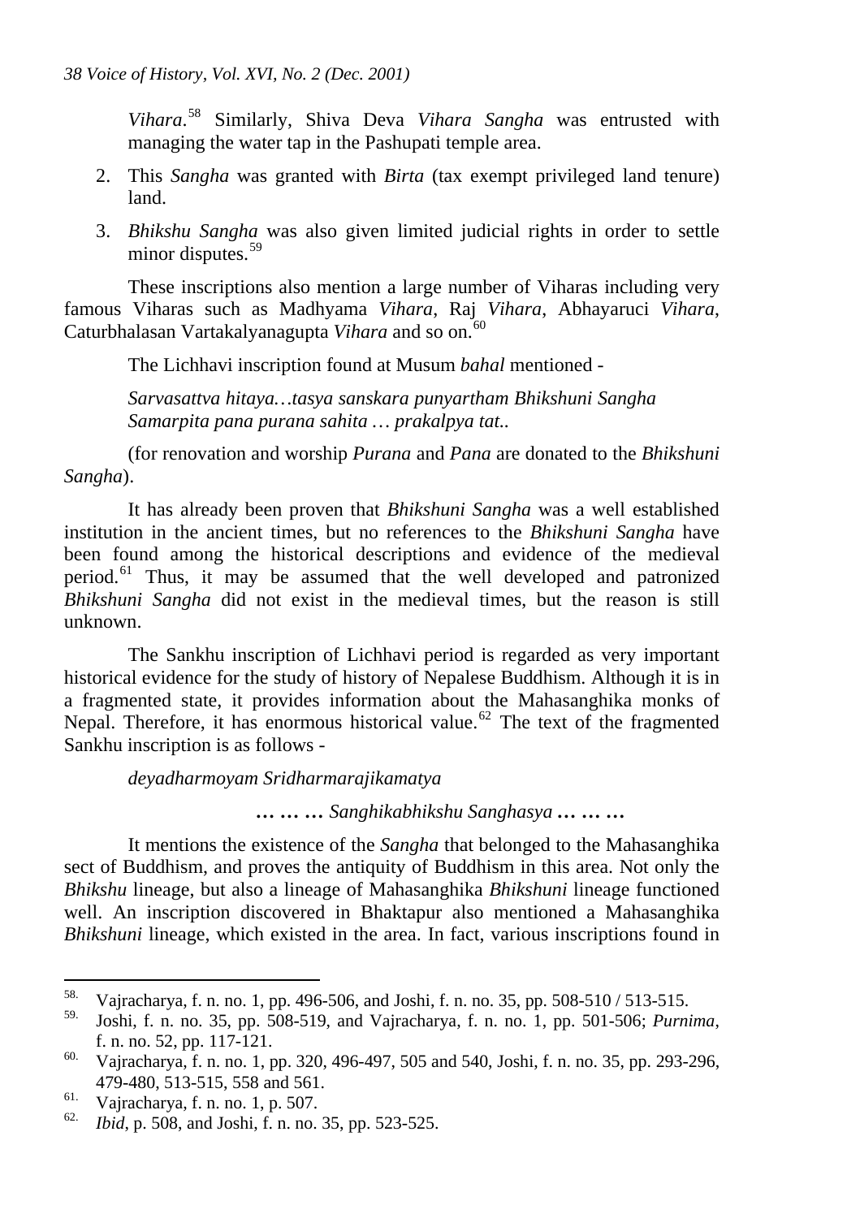*Vihara*.[58] Similarly, Shiva Deva *Vihara Sangha* was entrusted with managing the water tap in the Pashupati temple area.

2. This *Sangha* was granted with *Birta* (tax exempt privileged land tenure) land.
3. *Bhikshu Sangha* was also given limited judicial rights in order to settle minor disputes.[59]

These inscriptions also mention a large number of Viharas including very famous Viharas such as Madhyama *Vihara*, Raj *Vihara*, Abhayaruci *Vihara*, Caturbhalasan Vartakalyanagupta *Vihara* and so on.[60]

The Lichhavi inscription found at Musum *bahal* mentioned -

*Sarvasattva hitaya…tasya sanskara punyartham Bhikshuni Sangha Samarpita pana purana sahita … prakalpya tat..*

(for renovation and worship *Purana* and *Pana* are donated to the *Bhikshuni Sangha*).

It has already been proven that *Bhikshuni Sangha* was a well established institution in the ancient times, but no references to the *Bhikshuni Sangha* have been found among the historical descriptions and evidence of the medieval period.[61] Thus, it may be assumed that the well developed and patronized *Bhikshuni Sangha* did not exist in the medieval times, but the reason is still unknown.

The Sankhu inscription of Lichhavi period is regarded as very important historical evidence for the study of history of Nepalese Buddhism. Although it is in a fragmented state, it provides information about the Mahasanghika monks of Nepal. Therefore, it has enormous historical value.[62] The text of the fragmented Sankhu inscription is as follows -

*deyadharmoyam Sridharmarajikamatya*

*… … … Sanghikabhikshu Sanghasya … … …*

It mentions the existence of the *Sangha* that belonged to the Mahasanghika sect of Buddhism, and proves the antiquity of Buddhism in this area. Not only the *Bhikshu* lineage, but also a lineage of Mahasanghika *Bhikshuni* lineage functioned well. An inscription discovered in Bhaktapur also mentioned a Mahasanghika *Bhikshuni* lineage, which existed in the area. In fact, various inscriptions found in

---

58. Vajracharya, f. n. no. 1, pp. 496-506, and Joshi, f. n. no. 35, pp. 508-510 / 513-515.

59. Joshi, f. n. no. 35, pp. 508-519, and Vajracharya, f. n. no. 1, pp. 501-506; *Purnima*, f. n. no. 52, pp. 117-121.

60. Vajracharya, f. n. no. 1, pp. 320, 496-497, 505 and 540, Joshi, f. n. no. 35, pp. 293-296, 479-480, 513-515, 558 and 561.

61. Vajracharya, f. n. no. 1, p. 507.

62. *Ibid*, p. 508, and Joshi, f. n. no. 35, pp. 523-525.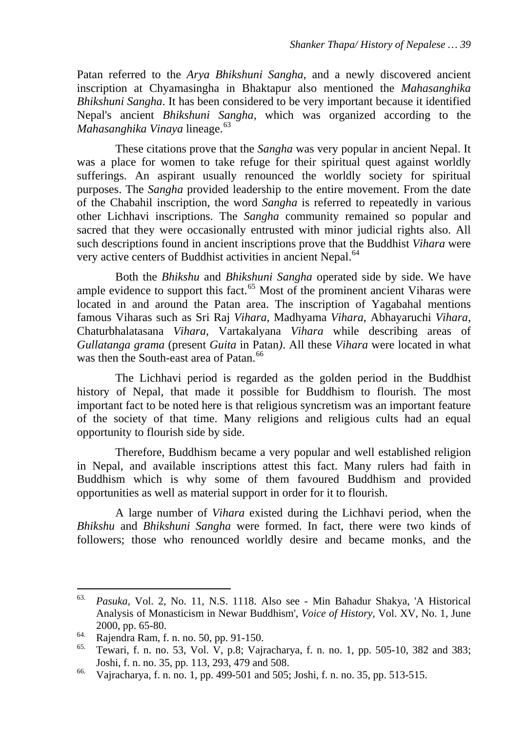Patan referred to the *Arya Bhikshuni Sangha*, and a newly discovered ancient inscription at Chyamasingha in Bhaktapur also mentioned the *Mahasanghika Bhikshuni Sangha*. It has been considered to be very important because it identified Nepal's ancient *Bhikshuni Sangha*, which was organized according to the *Mahasanghika Vinaya* lineage.[63]

These citations prove that the *Sangha* was very popular in ancient Nepal. It was a place for women to take refuge for their spiritual quest against worldly sufferings. An aspirant usually renounced the worldly society for spiritual purposes. The *Sangha* provided leadership to the entire movement. From the date of the Chabahil inscription, the word *Sangha* is referred to repeatedly in various other Lichhavi inscriptions. The *Sangha* community remained so popular and sacred that they were occasionally entrusted with minor judicial rights also. All such descriptions found in ancient inscriptions prove that the Buddhist *Vihara* were very active centers of Buddhist activities in ancient Nepal.[64]

Both the *Bhikshu* and *Bhikshuni Sangha* operated side by side. We have ample evidence to support this fact.[65] Most of the prominent ancient Viharas were located in and around the Patan area. The inscription of Yagabahal mentions famous Viharas such as Sri Raj *Vihara*, Madhyama *Vihara*, Abhayaruchi *Vihara*, Chaturbhalatasana *Vihara*, Vartakalyana *Vihara* while describing areas of *Gullatanga grama* (present *Guita* in Patan). All these *Vihara* were located in what was then the South-east area of Patan.[66]

The Lichhavi period is regarded as the golden period in the Buddhist history of Nepal, that made it possible for Buddhism to flourish. The most important fact to be noted here is that religious syncretism was an important feature of the society of that time. Many religions and religious cults had an equal opportunity to flourish side by side.

Therefore, Buddhism became a very popular and well established religion in Nepal, and available inscriptions attest this fact. Many rulers had faith in Buddhism which is why some of them favoured Buddhism and provided opportunities as well as material support in order for it to flourish.

A large number of *Vihara* existed during the Lichhavi period, when the *Bhikshu* and *Bhikshuni Sangha* were formed. In fact, there were two kinds of followers; those who renounced worldly desire and became monks, and the

---

63. *Pasuka*, Vol. 2, No. 11, N.S. 1118. Also see - Min Bahadur Shakya, 'A Historical Analysis of Monasticism in Newar Buddhism', *Voice of History*, Vol. XV, No. 1, June 2000, pp. 65-80.

64. Rajendra Ram, f. n. no. 50, pp. 91-150.

65. Tewari, f. n. no. 53, Vol. V, p.8; Vajracharya, f. n. no. 1, pp. 505-10, 382 and 383; Joshi, f. n. no. 35, pp. 113, 293, 479 and 508.

66. Vajracharya, f. n. no. 1, pp. 499-501 and 505; Joshi, f. n. no. 35, pp. 513-515.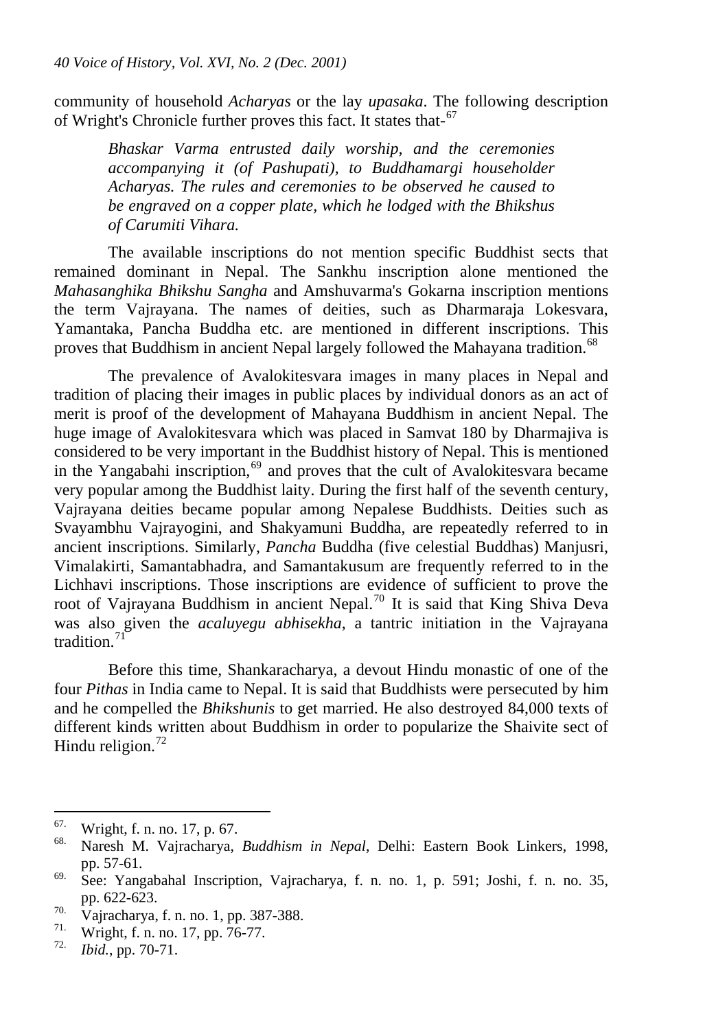community of household *Acharyas* or the lay *upasaka*. The following description of Wright's Chronicle further proves this fact. It states that-[67]

> *Bhaskar Varma entrusted daily worship, and the ceremonies accompanying it (of Pashupati), to Buddhamargi householder Acharyas. The rules and ceremonies to be observed he caused to be engraved on a copper plate, which he lodged with the Bhikshus of Carumiti Vihara.*

The available inscriptions do not mention specific Buddhist sects that remained dominant in Nepal. The Sankhu inscription alone mentioned the *Mahasanghika Bhikshu Sangha* and Amshuvarma's Gokarna inscription mentions the term Vajrayana. The names of deities, such as Dharmaraja Lokesvara, Yamantaka, Pancha Buddha etc. are mentioned in different inscriptions. This proves that Buddhism in ancient Nepal largely followed the Mahayana tradition.[68]

The prevalence of Avalokitesvara images in many places in Nepal and tradition of placing their images in public places by individual donors as an act of merit is proof of the development of Mahayana Buddhism in ancient Nepal. The huge image of Avalokitesvara which was placed in Samvat 180 by Dharmajiva is considered to be very important in the Buddhist history of Nepal. This is mentioned in the Yangabahi inscription,[69] and proves that the cult of Avalokitesvara became very popular among the Buddhist laity. During the first half of the seventh century, Vajrayana deities became popular among Nepalese Buddhists. Deities such as Svayambhu Vajrayogini, and Shakyamuni Buddha, are repeatedly referred to in ancient inscriptions. Similarly, *Pancha* Buddha (five celestial Buddhas) Manjusri, Vimalakirti, Samantabhadra, and Samantakusum are frequently referred to in the Lichhavi inscriptions. Those inscriptions are evidence of sufficient to prove the root of Vajrayana Buddhism in ancient Nepal.[70] It is said that King Shiva Deva was also given the *acaluyegu abhisekha*, a tantric initiation in the Vajrayana tradition.[71]

Before this time, Shankaracharya, a devout Hindu monastic of one of the four *Pithas* in India came to Nepal. It is said that Buddhists were persecuted by him and he compelled the *Bhikshunis* to get married. He also destroyed 84,000 texts of different kinds written about Buddhism in order to popularize the Shaivite sect of Hindu religion.[72]

---

67. Wright, f. n. no. 17, p. 67.
68. Naresh M. Vajracharya, *Buddhism in Nepal*, Delhi: Eastern Book Linkers, 1998, pp. 57-61.
69. See: Yangabahal Inscription, Vajracharya, f. n. no. 1, p. 591; Joshi, f. n. no. 35, pp. 622-623.
70. Vajracharya, f. n. no. 1, pp. 387-388.
71. Wright, f. n. no. 17, pp. 76-77.
72. *Ibid.*, pp. 70-71.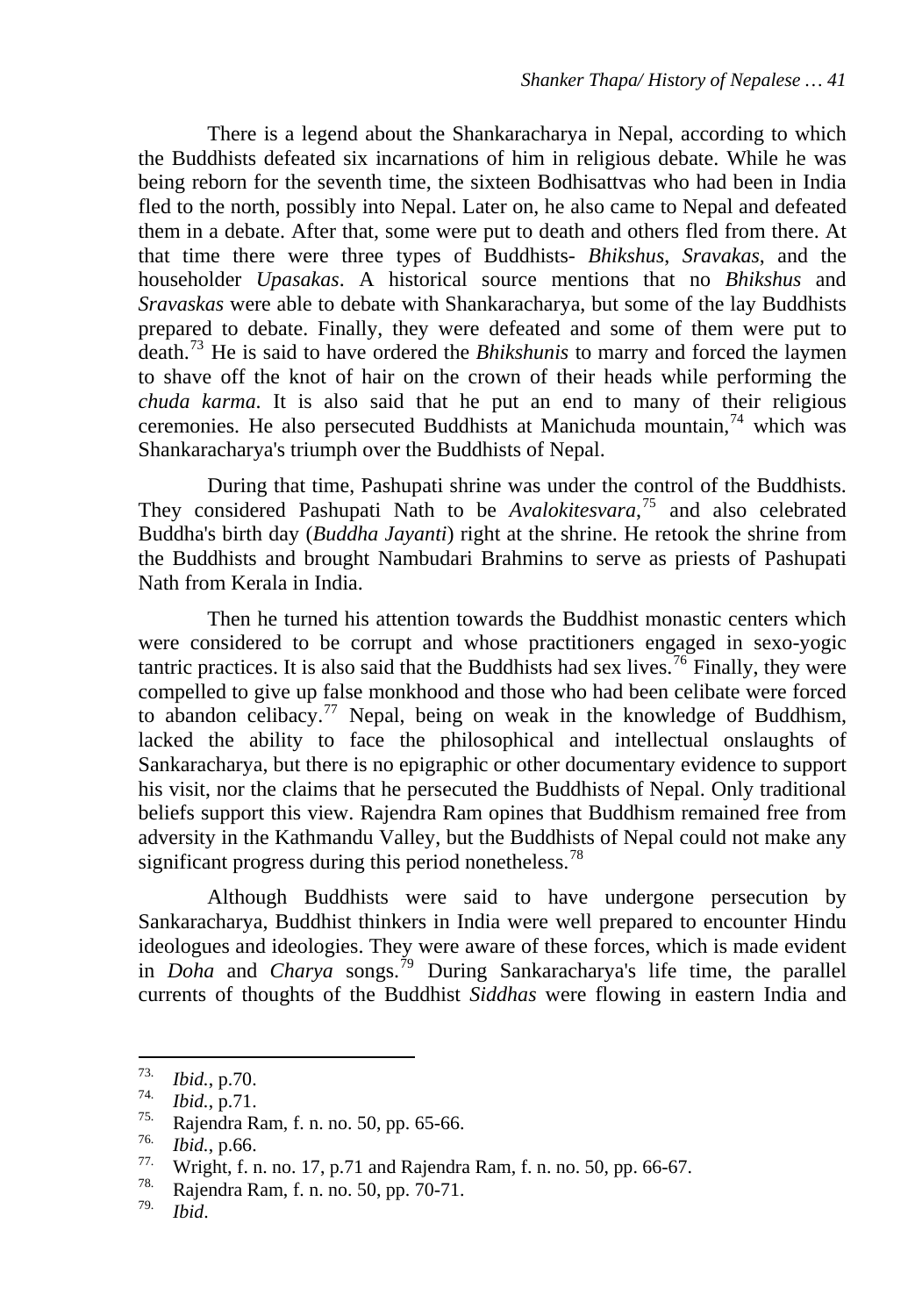There is a legend about the Shankaracharya in Nepal, according to which the Buddhists defeated six incarnations of him in religious debate. While he was being reborn for the seventh time, the sixteen Bodhisattvas who had been in India fled to the north, possibly into Nepal. Later on, he also came to Nepal and defeated them in a debate. After that, some were put to death and others fled from there. At that time there were three types of Buddhists- *Bhikshus*, *Sravakas*, and the householder *Upasakas*. A historical source mentions that no *Bhikshus* and *Sravaskas* were able to debate with Shankaracharya, but some of the lay Buddhists prepared to debate. Finally, they were defeated and some of them were put to death.[73] He is said to have ordered the *Bhikshunis* to marry and forced the laymen to shave off the knot of hair on the crown of their heads while performing the *chuda karma*. It is also said that he put an end to many of their religious ceremonies. He also persecuted Buddhists at Manichuda mountain,[74] which was Shankaracharya's triumph over the Buddhists of Nepal.

During that time, Pashupati shrine was under the control of the Buddhists. They considered Pashupati Nath to be *Avalokitesvara*,[75] and also celebrated Buddha's birth day (*Buddha Jayanti*) right at the shrine. He retook the shrine from the Buddhists and brought Nambudari Brahmins to serve as priests of Pashupati Nath from Kerala in India.

Then he turned his attention towards the Buddhist monastic centers which were considered to be corrupt and whose practitioners engaged in sexo-yogic tantric practices. It is also said that the Buddhists had sex lives.[76] Finally, they were compelled to give up false monkhood and those who had been celibate were forced to abandon celibacy.[77] Nepal, being on weak in the knowledge of Buddhism, lacked the ability to face the philosophical and intellectual onslaughts of Sankaracharya, but there is no epigraphic or other documentary evidence to support his visit, nor the claims that he persecuted the Buddhists of Nepal. Only traditional beliefs support this view. Rajendra Ram opines that Buddhism remained free from adversity in the Kathmandu Valley, but the Buddhists of Nepal could not make any significant progress during this period nonetheless.[78]

Although Buddhists were said to have undergone persecution by Sankaracharya, Buddhist thinkers in India were well prepared to encounter Hindu ideologues and ideologies. They were aware of these forces, which is made evident in *Doha* and *Charya* songs.[79] During Sankaracharya's life time, the parallel currents of thoughts of the Buddhist *Siddhas* were flowing in eastern India and

---

73. *Ibid.*, p.70.
74. *Ibid.*, p.71.
75. Rajendra Ram, f. n. no. 50, pp. 65-66.
76. *Ibid.*, p.66.
77. Wright, f. n. no. 17, p.71 and Rajendra Ram, f. n. no. 50, pp. 66-67.
78. Rajendra Ram, f. n. no. 50, pp. 70-71.
79. *Ibid*.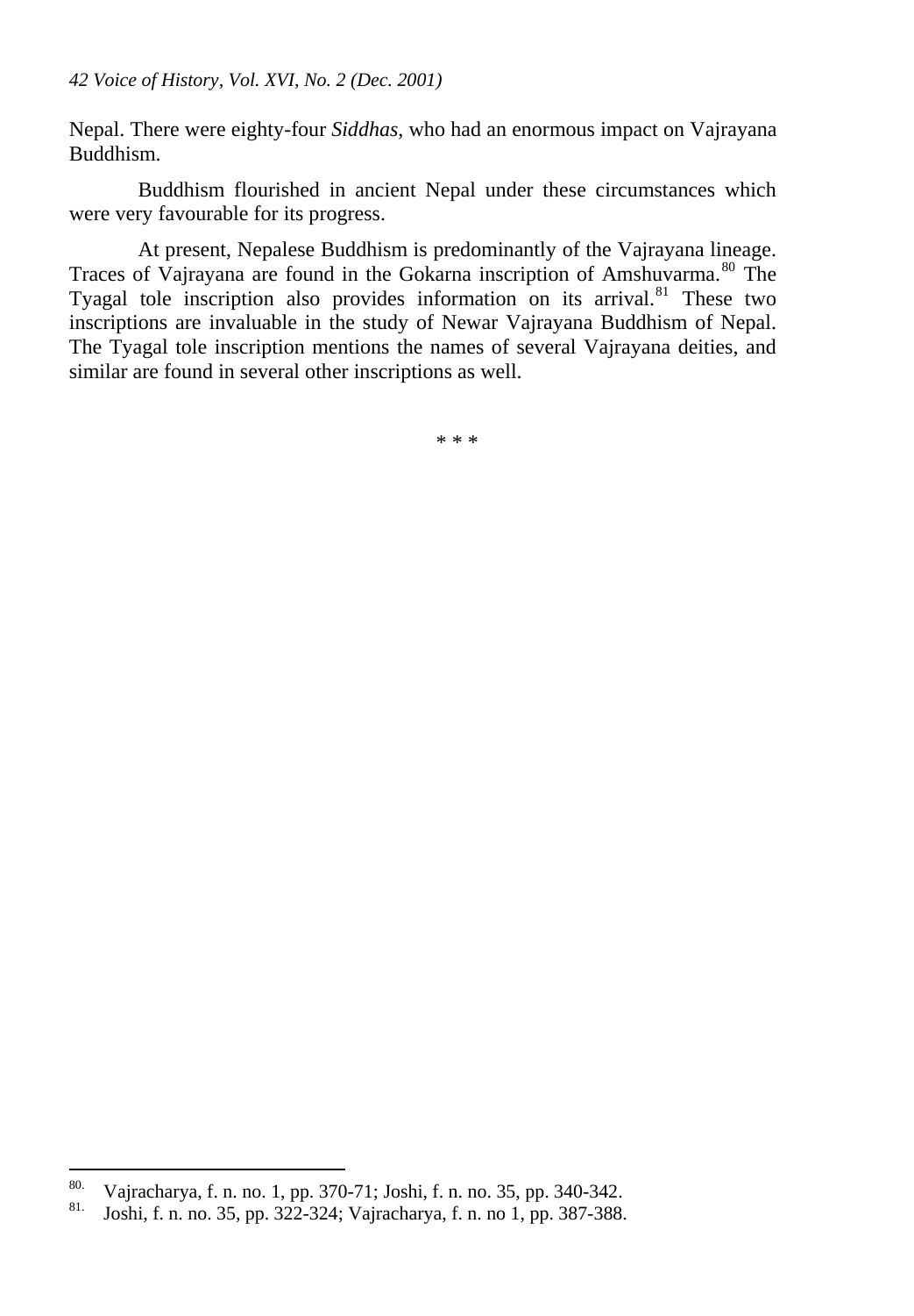Nepal. There were eighty-four *Siddhas*, who had an enormous impact on Vajrayana Buddhism.

Buddhism flourished in ancient Nepal under these circumstances which were very favourable for its progress.

At present, Nepalese Buddhism is predominantly of the Vajrayana lineage. Traces of Vajrayana are found in the Gokarna inscription of Amshuvarma.[80] The Tyagal tole inscription also provides information on its arrival.[81] These two inscriptions are invaluable in the study of Newar Vajrayana Buddhism of Nepal. The Tyagal tole inscription mentions the names of several Vajrayana deities, and similar are found in several other inscriptions as well.

\* \* \*

---

80. Vajracharya, f. n. no. 1, pp. 370-71; Joshi, f. n. no. 35, pp. 340-342.
81. Joshi, f. n. no. 35, pp. 322-324; Vajracharya, f. n. no 1, pp. 387-388.